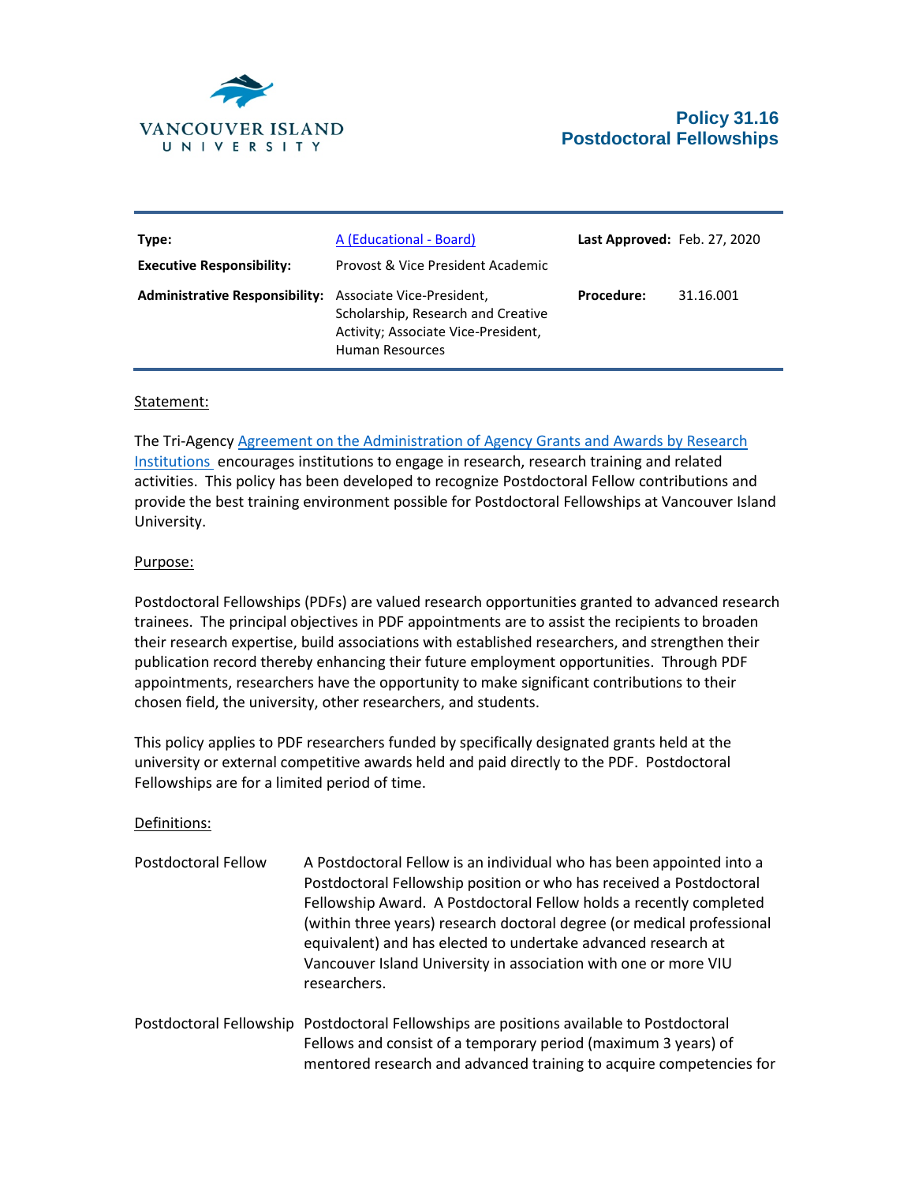# Policy 31.16
# Postdoctoral Fellowships

| | | | |
|---|---|---|---|
| **Type:** | A (Educational - Board) | **Last Approved:** | Feb. 27, 2020 |
| **Executive Responsibility:** | Provost & Vice President Academic | | |
| **Administrative Responsibility:** | Associate Vice-President, Scholarship, Research and Creative Activity; Associate Vice-President, Human Resources | **Procedure:** | 31.16.001 |

## Statement:

The Tri-Agency Agreement on the Administration of Agency Grants and Awards by Research Institutions encourages institutions to engage in research, research training and related activities. This policy has been developed to recognize Postdoctoral Fellow contributions and provide the best training environment possible for Postdoctoral Fellowships at Vancouver Island University.

## Purpose:

Postdoctoral Fellowships (PDFs) are valued research opportunities granted to advanced research trainees. The principal objectives in PDF appointments are to assist the recipients to broaden their research expertise, build associations with established researchers, and strengthen their publication record thereby enhancing their future employment opportunities. Through PDF appointments, researchers have the opportunity to make significant contributions to their chosen field, the university, other researchers, and students.

This policy applies to PDF researchers funded by specifically designated grants held at the university or external competitive awards held and paid directly to the PDF. Postdoctoral Fellowships are for a limited period of time.

## Definitions:

| | |
|---|---|
| Postdoctoral Fellow | A Postdoctoral Fellow is an individual who has been appointed into a Postdoctoral Fellowship position or who has received a Postdoctoral Fellowship Award. A Postdoctoral Fellow holds a recently completed (within three years) research doctoral degree (or medical professional equivalent) and has elected to undertake advanced research at Vancouver Island University in association with one or more VIU researchers. |
| Postdoctoral Fellowship | Postdoctoral Fellowships are positions available to Postdoctoral Fellows and consist of a temporary period (maximum 3 years) of mentored research and advanced training to acquire competencies for |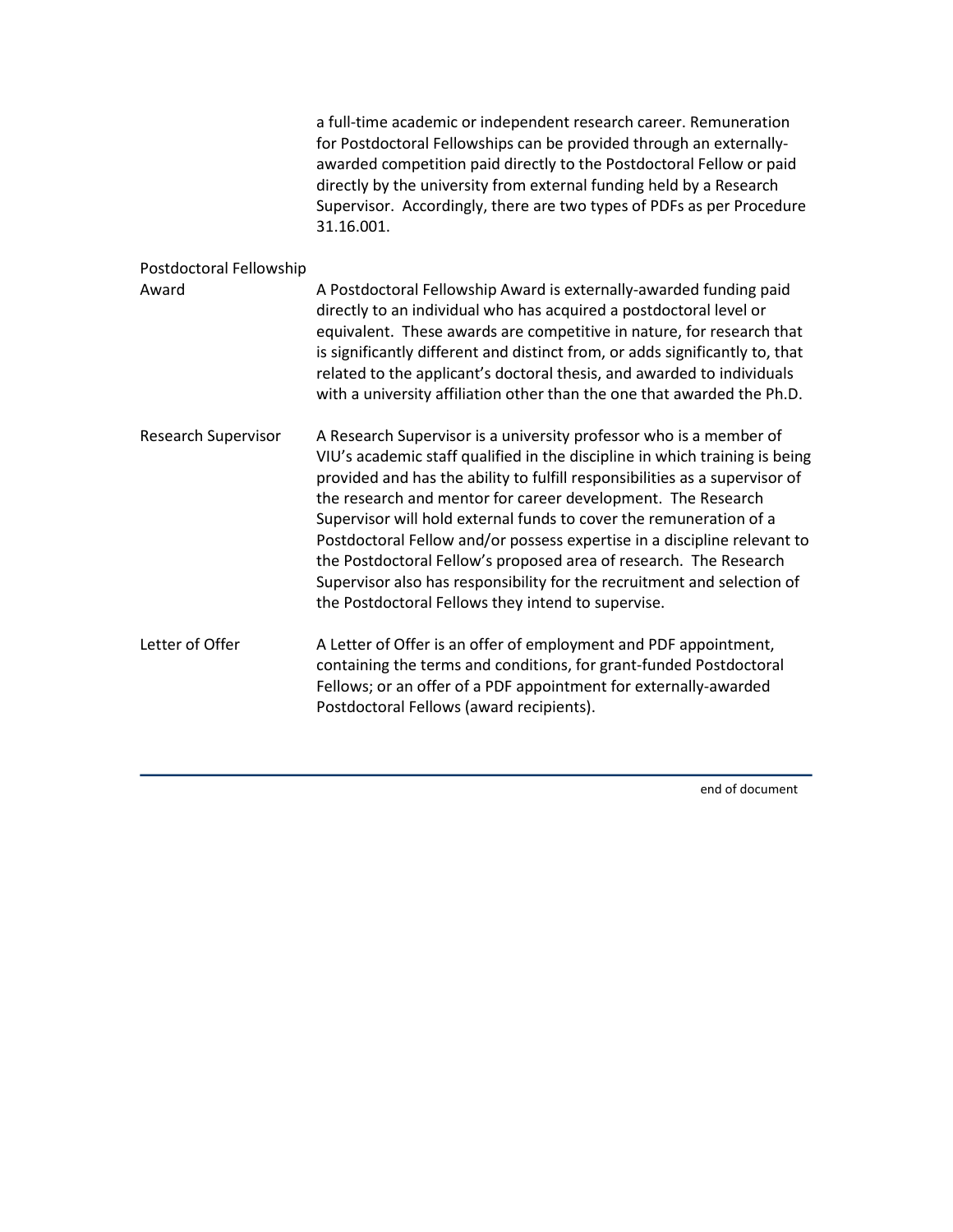a full-time academic or independent research career. Remuneration for Postdoctoral Fellowships can be provided through an externally-awarded competition paid directly to the Postdoctoral Fellow or paid directly by the university from external funding held by a Research Supervisor. Accordingly, there are two types of PDFs as per Procedure 31.16.001.

| | |
|---|---|
| Postdoctoral Fellowship Award | A Postdoctoral Fellowship Award is externally-awarded funding paid directly to an individual who has acquired a postdoctoral level or equivalent. These awards are competitive in nature, for research that is significantly different and distinct from, or adds significantly to, that related to the applicant's doctoral thesis, and awarded to individuals with a university affiliation other than the one that awarded the Ph.D. |
| Research Supervisor | A Research Supervisor is a university professor who is a member of VIU's academic staff qualified in the discipline in which training is being provided and has the ability to fulfill responsibilities as a supervisor of the research and mentor for career development. The Research Supervisor will hold external funds to cover the remuneration of a Postdoctoral Fellow and/or possess expertise in a discipline relevant to the Postdoctoral Fellow's proposed area of research. The Research Supervisor also has responsibility for the recruitment and selection of the Postdoctoral Fellows they intend to supervise. |
| Letter of Offer | A Letter of Offer is an offer of employment and PDF appointment, containing the terms and conditions, for grant-funded Postdoctoral Fellows; or an offer of a PDF appointment for externally-awarded Postdoctoral Fellows (award recipients). |

---

end of document